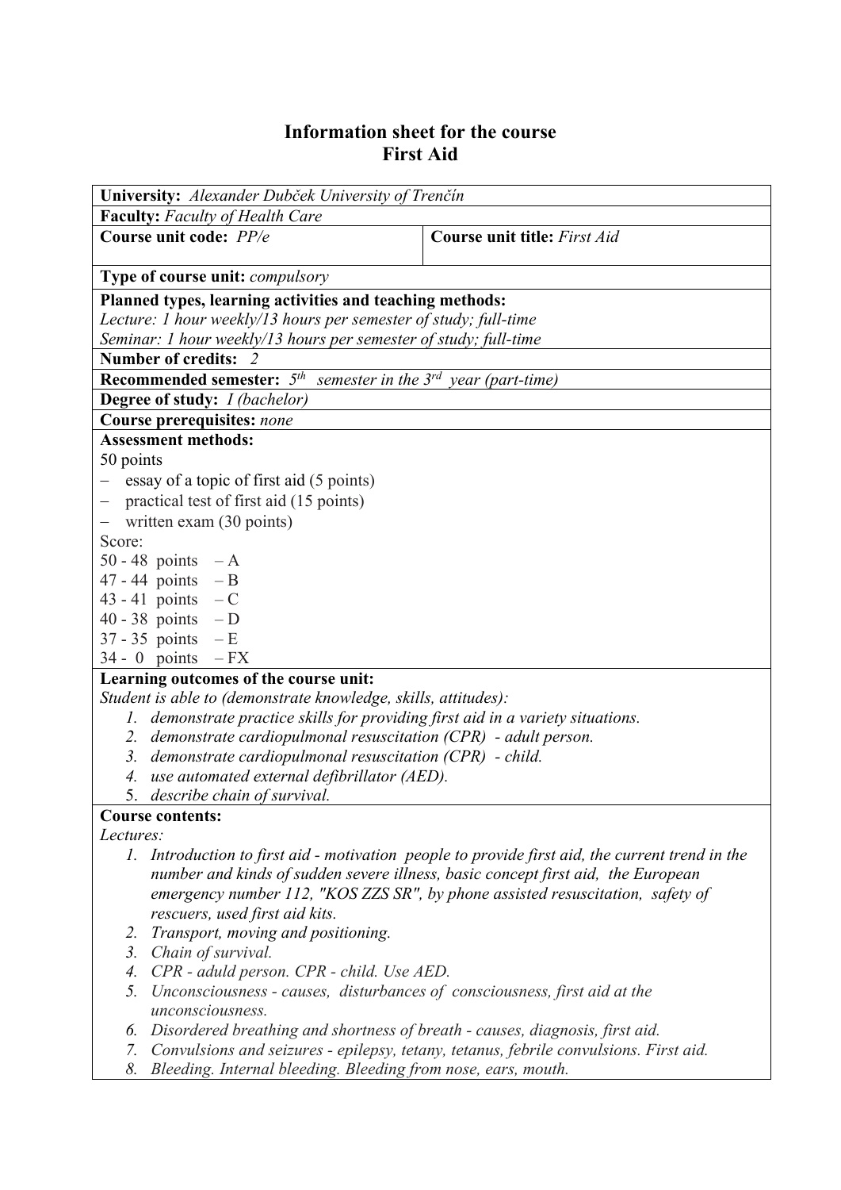# Information sheet for the course
# First Aid

**University:** *Alexander Dubček University of Trenčín*

**Faculty:** *Faculty of Health Care*

| **Course unit code:** *PP/e* | **Course unit title:** *First Aid* |
|---|---|

**Type of course unit:** *compulsory*

**Planned types, learning activities and teaching methods:**
*Lecture: 1 hour weekly/13 hours per semester of study; full-time*
*Seminar: 1 hour weekly/13 hours per semester of study; full-time*

**Number of credits:** *2*

**Recommended semester:** *5th semester in the 3rd year (part-time)*

**Degree of study:** *I (bachelor)*

**Course prerequisites:** *none*

**Assessment methods:**

50 points

- essay of a topic of first aid (5 points)
- practical test of first aid (15 points)
- written exam (30 points)

Score:

50 - 48 points – A
47 - 44 points – B
43 - 41 points – C
40 - 38 points – D
37 - 35 points – E
34 - 0 points – FX

**Learning outcomes of the course unit:**

*Student is able to (demonstrate knowledge, skills, attitudes):*

1. *demonstrate practice skills for providing first aid in a variety situations.*
2. *demonstrate cardiopulmonal resuscitation (CPR) - adult person.*
3. *demonstrate cardiopulmonal resuscitation (CPR) - child.*
4. *use automated external defibrillator (AED).*
5. *describe chain of survival.*

**Course contents:**

*Lectures:*

1. *Introduction to first aid - motivation people to provide first aid, the current trend in the number and kinds of sudden severe illness, basic concept first aid, the European emergency number 112, "KOS ZZS SR", by phone assisted resuscitation, safety of rescuers, used first aid kits.*
2. *Transport, moving and positioning.*
3. *Chain of survival.*
4. *CPR - aduld person. CPR - child. Use AED.*
5. *Unconsciousness - causes, disturbances of consciousness, first aid at the unconsciousness.*
6. *Disordered breathing and shortness of breath - causes, diagnosis, first aid.*
7. *Convulsions and seizures - epilepsy, tetany, tetanus, febrile convulsions. First aid.*
8. *Bleeding. Internal bleeding. Bleeding from nose, ears, mouth.*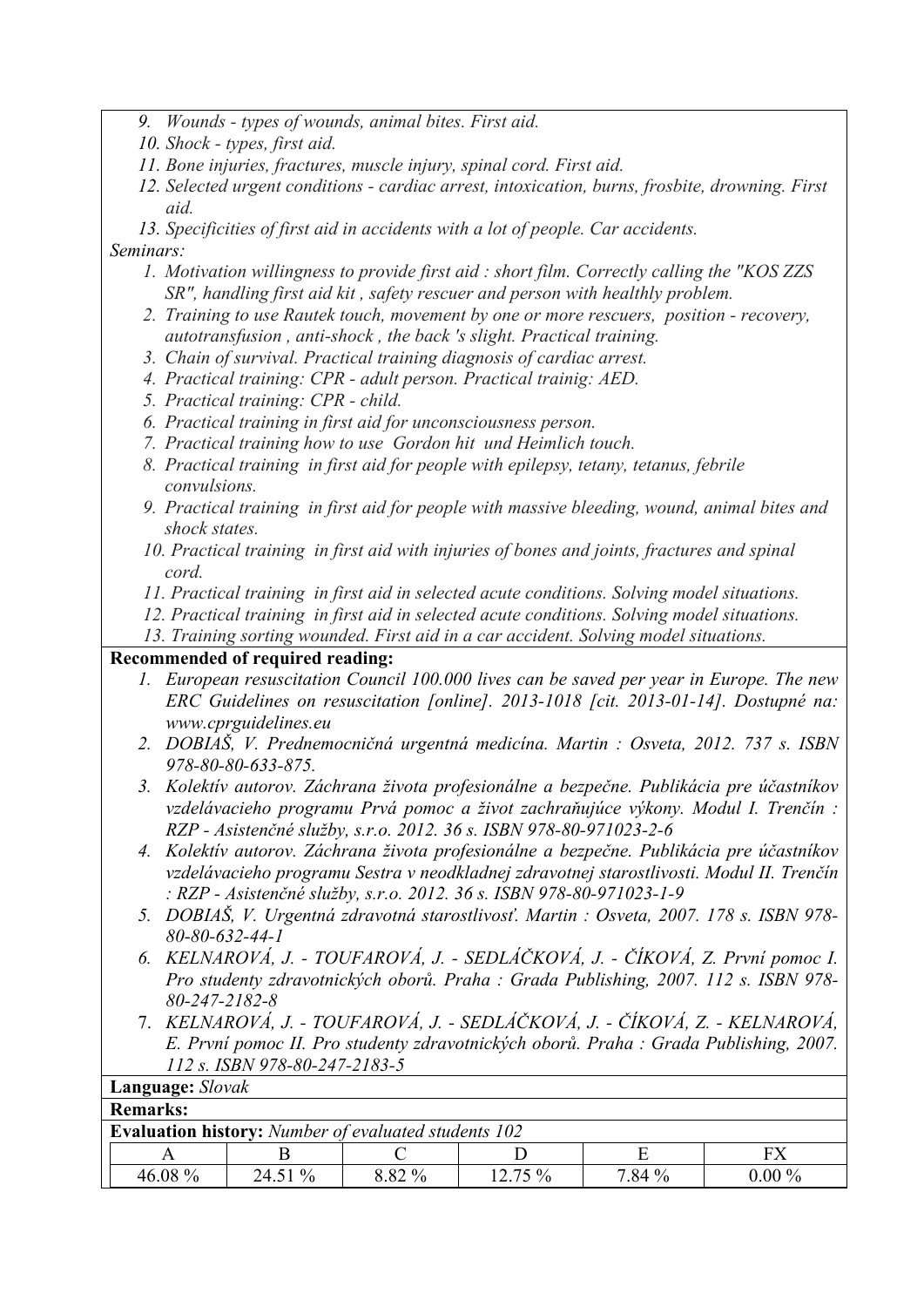9. *Wounds - types of wounds, animal bites. First aid.*
10. *Shock - types, first aid.*
11. *Bone injuries, fractures, muscle injury, spinal cord. First aid.*
12. *Selected urgent conditions - cardiac arrest, intoxication, burns, frosbite, drowning. First aid.*
13. *Specificities of first aid in accidents with a lot of people. Car accidents.*

*Seminars:*

1. *Motivation willingness to provide first aid : short film. Correctly calling the "KOS ZZS SR", handling first aid kit , safety rescuer and person with healthly problem.*
2. *Training to use Rautek touch, movement by one or more rescuers, position - recovery, autotransfusion , anti-shock , the back 's slight. Practical training.*
3. *Chain of survival. Practical training diagnosis of cardiac arrest.*
4. *Practical training: CPR - adult person. Practical trainig: AED.*
5. *Practical training: CPR - child.*
6. *Practical training in first aid for unconsciousness person.*
7. *Practical training how to use Gordon hit und Heimlich touch.*
8. *Practical training in first aid for people with epilepsy, tetany, tetanus, febrile convulsions.*
9. *Practical training in first aid for people with massive bleeding, wound, animal bites and shock states.*
10. *Practical training in first aid with injuries of bones and joints, fractures and spinal cord.*
11. *Practical training in first aid in selected acute conditions. Solving model situations.*
12. *Practical training in first aid in selected acute conditions. Solving model situations.*
13. *Training sorting wounded. First aid in a car accident. Solving model situations.*

**Recommended of required reading:**

1. *European resuscitation Council 100.000 lives can be saved per year in Europe. The new ERC Guidelines on resuscitation [online]. 2013-1018 [cit. 2013-01-14]. Dostupné na: www.cprguidelines.eu*
2. *DOBIAŠ, V. Prednemocničná urgentná medicína. Martin : Osveta, 2012. 737 s. ISBN 978-80-80-633-875.*
3. *Kolektív autorov. Záchrana života profesionálne a bezpečne. Publikácia pre účastníkov vzdelávacieho programu Prvá pomoc a život zachraňujúce výkony. Modul I. Trenčín : RZP - Asistenčné služby, s.r.o. 2012. 36 s. ISBN 978-80-971023-2-6*
4. *Kolektív autorov. Záchrana života profesionálne a bezpečne. Publikácia pre účastníkov vzdelávacieho programu Sestra v neodkladnej zdravotnej starostlivosti. Modul II. Trenčín : RZP - Asistenčné služby, s.r.o. 2012. 36 s. ISBN 978-80-971023-1-9*
5. *DOBIAŠ, V. Urgentná zdravotná starostlivosť. Martin : Osveta, 2007. 178 s. ISBN 978-80-80-632-44-1*
6. *KELNAROVÁ, J. - TOUFAROVÁ, J. - SEDLÁČKOVÁ, J. - ČÍKOVÁ, Z. První pomoc I. Pro studenty zdravotnických oborů. Praha : Grada Publishing, 2007. 112 s. ISBN 978-80-247-2182-8*
7. *KELNAROVÁ, J. - TOUFAROVÁ, J. - SEDLÁČKOVÁ, J. - ČÍKOVÁ, Z. - KELNAROVÁ, E. První pomoc II. Pro studenty zdravotnických oborů. Praha : Grada Publishing, 2007. 112 s. ISBN 978-80-247-2183-5*

**Language:** *Slovak*

**Remarks:**

**Evaluation history:** *Number of evaluated students 102*

| A | B | C | D | E | FX |
|---|---|---|---|---|---|
| 46.08 % | 24.51 % | 8.82 % | 12.75 % | 7.84 % | 0.00 % |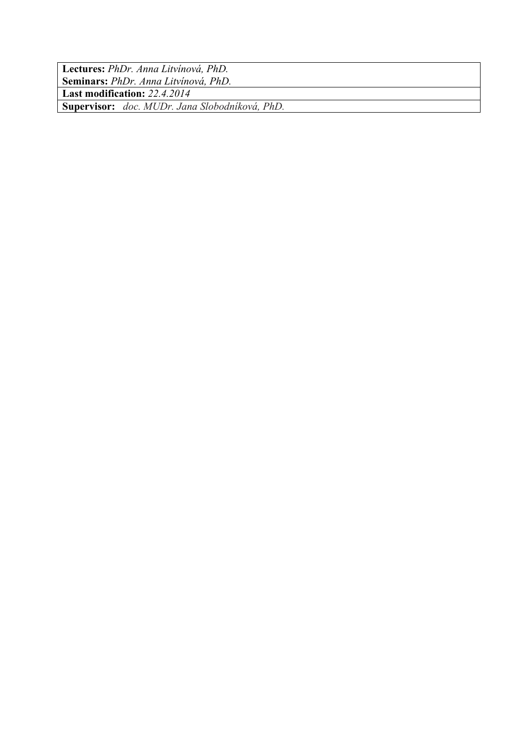| |
|---|
| **Lectures:** *PhDr. Anna Litvínová, PhD.*<br>**Seminars:** *PhDr. Anna Litvínová, PhD.* |
| **Last modification:** *22.4.2014* |
| **Supervisor:** *doc. MUDr. Jana Slobodníková, PhD.* |